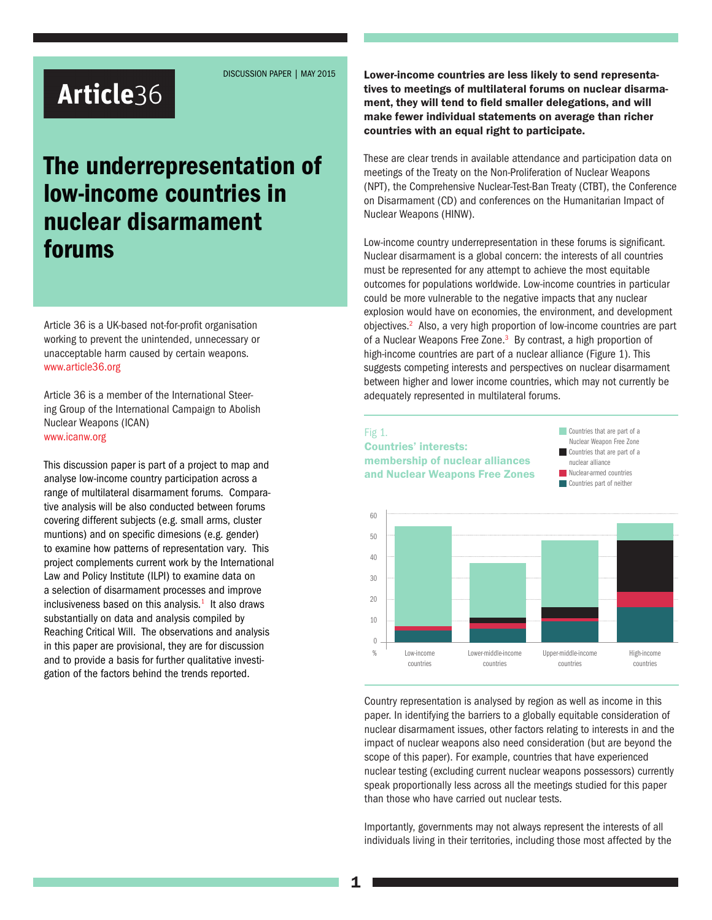Article36

DISCUSSION PAPER | MAY 2015

# The underrepresentation of low-income countries in nuclear disarmament forums

Article 36 is a UK-based not-for-profit organisation working to prevent the unintended, unnecessary or unacceptable harm caused by certain weapons.
www.article36.org

Article 36 is a member of the International Steering Group of the International Campaign to Abolish Nuclear Weapons (ICAN)
www.icanw.org

This discussion paper is part of a project to map and analyse low-income country participation across a range of multilateral disarmament forums. Comparative analysis will be also conducted between forums covering different subjects (e.g. small arms, cluster muntions) and on specific dimesions (e.g. gender) to examine how patterns of representation vary. This project complements current work by the International Law and Policy Institute (ILPI) to examine data on a selection of disarmament processes and improve inclusiveness based on this analysis.[1] It also draws substantially on data and analysis compiled by Reaching Critical Will. The observations and analysis in this paper are provisional, they are for discussion and to provide a basis for further qualitative investigation of the factors behind the trends reported.

**Lower-income countries are less likely to send representatives to meetings of multilateral forums on nuclear disarmament, they will tend to field smaller delegations, and will make fewer individual statements on average than richer countries with an equal right to participate.**

These are clear trends in available attendance and participation data on meetings of the Treaty on the Non-Proliferation of Nuclear Weapons (NPT), the Comprehensive Nuclear-Test-Ban Treaty (CTBT), the Conference on Disarmament (CD) and conferences on the Humanitarian Impact of Nuclear Weapons (HINW).

Low-income country underrepresentation in these forums is significant. Nuclear disarmament is a global concern: the interests of all countries must be represented for any attempt to achieve the most equitable outcomes for populations worldwide. Low-income countries in particular could be more vulnerable to the negative impacts that any nuclear explosion would have on economies, the environment, and development objectives.[2] Also, a very high proportion of low-income countries are part of a Nuclear Weapons Free Zone.[3] By contrast, a high proportion of high-income countries are part of a nuclear alliance (Figure 1). This suggests competing interests and perspectives on nuclear disarmament between higher and lower income countries, which may not currently be adequately represented in multilateral forums.

Fig 1.
**Countries' interests: membership of nuclear alliances and Nuclear Weapons Free Zones**

| % | Low-income countries | Lower-middle-income countries | Upper-middle-income countries | High-income countries |
|---|---|---|---|---|
| Countries part of neither | ~6 | ~6.5 | ~10 | ~17 |
| Nuclear-armed countries | ~2 | ~2.5 | ~1.5 | ~7 |
| Countries that are part of a nuclear alliance | 0 | ~3 | ~5 | ~24.5 |
| Countries that are part of a Nuclear Weapon Free Zone | ~47 | ~25.5 | ~32 | ~8 |

Country representation is analysed by region as well as income in this paper. In identifying the barriers to a globally equitable consideration of nuclear disarmament issues, other factors relating to interests in and the impact of nuclear weapons also need consideration (but are beyond the scope of this paper). For example, countries that have experienced nuclear testing (excluding current nuclear weapons possessors) currently speak proportionally less across all the meetings studied for this paper than those who have carried out nuclear tests.

Importantly, governments may not always represent the interests of all individuals living in their territories, including those most affected by the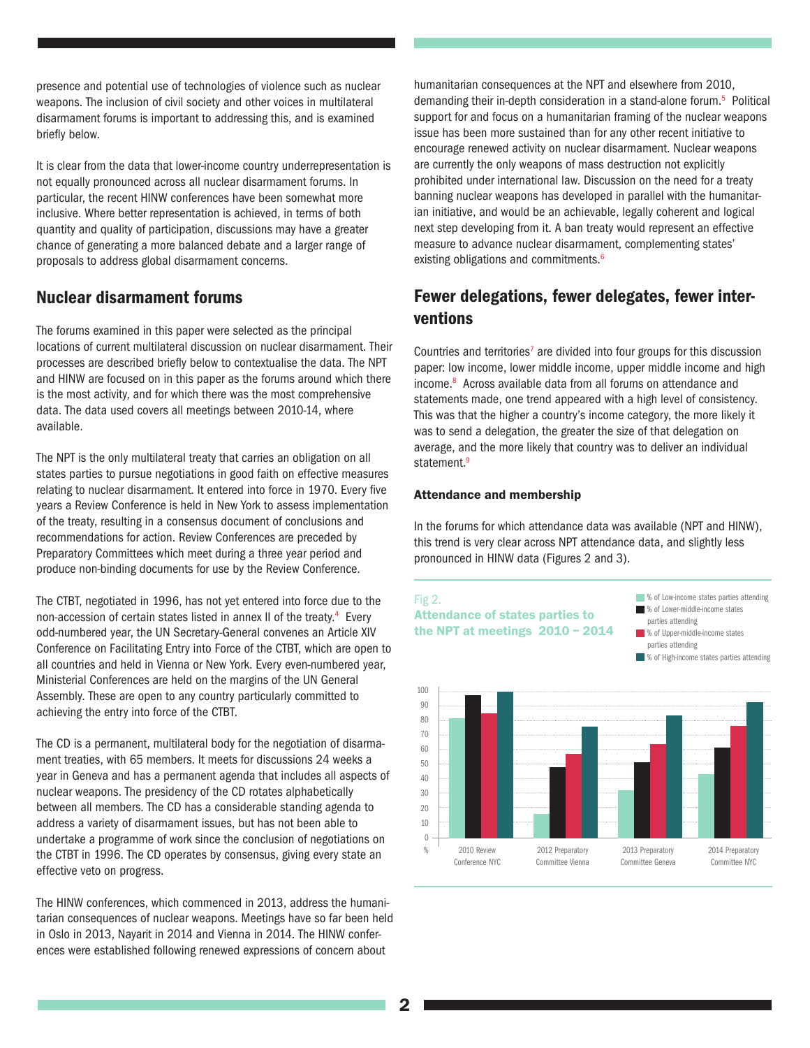presence and potential use of technologies of violence such as nuclear weapons. The inclusion of civil society and other voices in multilateral disarmament forums is important to addressing this, and is examined briefly below.

It is clear from the data that lower-income country underrepresentation is not equally pronounced across all nuclear disarmament forums. In particular, the recent HINW conferences have been somewhat more inclusive. Where better representation is achieved, in terms of both quantity and quality of participation, discussions may have a greater chance of generating a more balanced debate and a larger range of proposals to address global disarmament concerns.

## Nuclear disarmament forums

The forums examined in this paper were selected as the principal locations of current multilateral discussion on nuclear disarmament. Their processes are described briefly below to contextualise the data. The NPT and HINW are focused on in this paper as the forums around which there is the most activity, and for which there was the most comprehensive data. The data used covers all meetings between 2010-14, where available.

The NPT is the only multilateral treaty that carries an obligation on all states parties to pursue negotiations in good faith on effective measures relating to nuclear disarmament. It entered into force in 1970. Every five years a Review Conference is held in New York to assess implementation of the treaty, resulting in a consensus document of conclusions and recommendations for action. Review Conferences are preceded by Preparatory Committees which meet during a three year period and produce non-binding documents for use by the Review Conference.

The CTBT, negotiated in 1996, has not yet entered into force due to the non-accession of certain states listed in annex II of the treaty.[4] Every odd-numbered year, the UN Secretary-General convenes an Article XIV Conference on Facilitating Entry into Force of the CTBT, which are open to all countries and held in Vienna or New York. Every even-numbered year, Ministerial Conferences are held on the margins of the UN General Assembly. These are open to any country particularly committed to achieving the entry into force of the CTBT.

The CD is a permanent, multilateral body for the negotiation of disarmament treaties, with 65 members. It meets for discussions 24 weeks a year in Geneva and has a permanent agenda that includes all aspects of nuclear weapons. The presidency of the CD rotates alphabetically between all members. The CD has a considerable standing agenda to address a variety of disarmament issues, but has not been able to undertake a programme of work since the conclusion of negotiations on the CTBT in 1996. The CD operates by consensus, giving every state an effective veto on progress.

The HINW conferences, which commenced in 2013, address the humanitarian consequences of nuclear weapons. Meetings have so far been held in Oslo in 2013, Nayarit in 2014 and Vienna in 2014. The HINW conferences were established following renewed expressions of concern about humanitarian consequences at the NPT and elsewhere from 2010, demanding their in-depth consideration in a stand-alone forum.[5] Political support for and focus on a humanitarian framing of the nuclear weapons issue has been more sustained than for any other recent initiative to encourage renewed activity on nuclear disarmament. Nuclear weapons are currently the only weapons of mass destruction not explicitly prohibited under international law. Discussion on the need for a treaty banning nuclear weapons has developed in parallel with the humanitarian initiative, and would be an achievable, legally coherent and logical next step developing from it. A ban treaty would represent an effective measure to advance nuclear disarmament, complementing states' existing obligations and commitments.[6]

## Fewer delegations, fewer delegates, fewer interventions

Countries and territories[7] are divided into four groups for this discussion paper: low income, lower middle income, upper middle income and high income.[8] Across available data from all forums on attendance and statements made, one trend appeared with a high level of consistency. This was that the higher a country's income category, the more likely it was to send a delegation, the greater the size of that delegation on average, and the more likely that country was to deliver an individual statement.[9]

### Attendance and membership

In the forums for which attendance data was available (NPT and HINW), this trend is very clear across NPT attendance data, and slightly less pronounced in HINW data (Figures 2 and 3).

Fig 2.
**Attendance of states parties to the NPT at meetings 2010 – 2014**

| Meeting | % of Low-income states parties attending | % of Lower-middle-income states parties attending | % of Upper-middle-income states parties attending | % of High-income states parties attending |
|---|---|---|---|---|
| 2010 Review Conference NYC | 81 | 97 | 85 | 99 |
| 2012 Preparatory Committee Vienna | 16 | 48 | 57 | 76 |
| 2013 Preparatory Committee Geneva | 32 | 51 | 64 | 83 |
| 2014 Preparatory Committee NYC | 43 | 61 | 76 | 92 |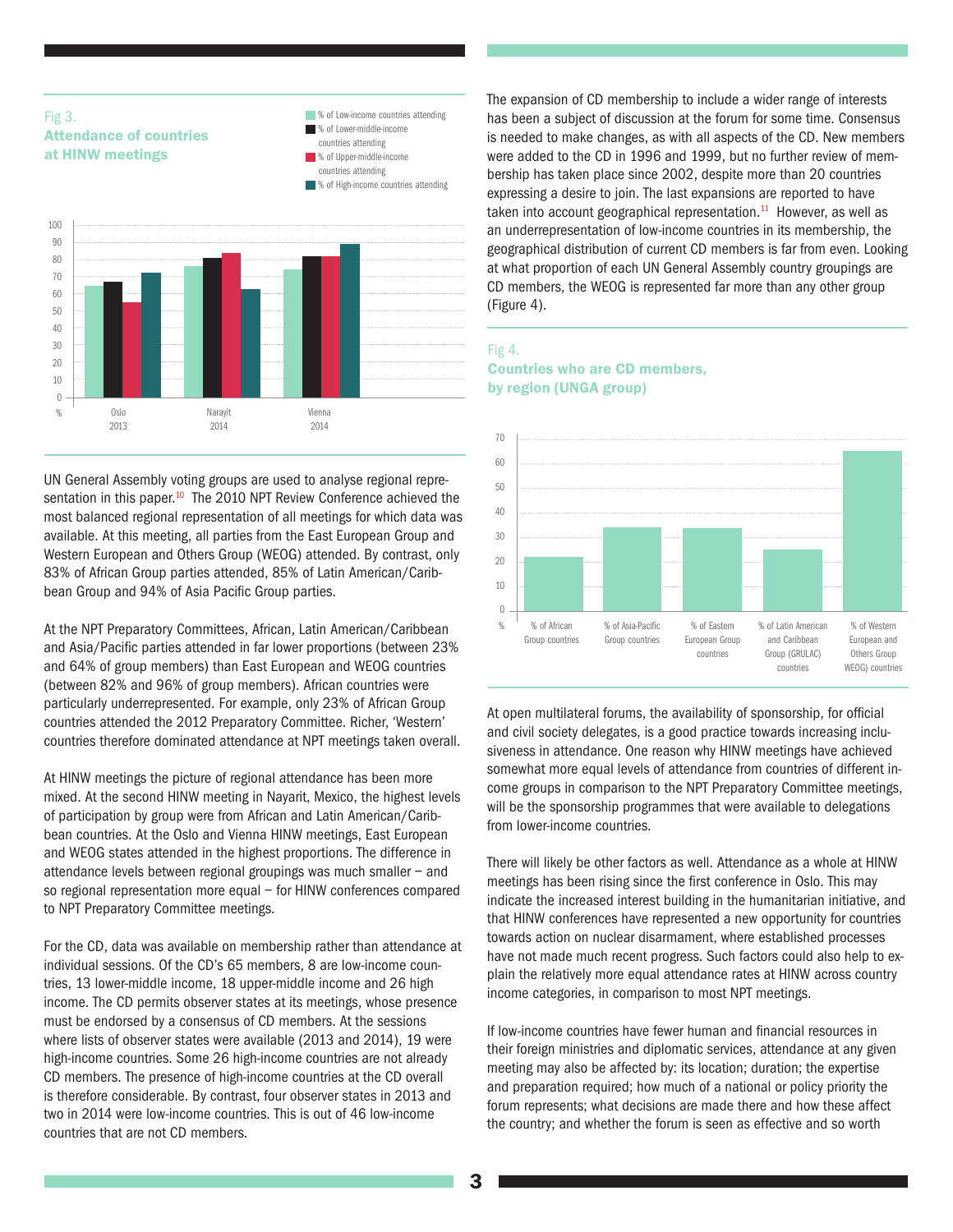Fig 3.
**Attendance of countries at HINW meetings**

UN General Assembly voting groups are used to analyse regional representation in this paper.[10] The 2010 NPT Review Conference achieved the most balanced regional representation of all meetings for which data was available. At this meeting, all parties from the East European Group and Western European and Others Group (WEOG) attended. By contrast, only 83% of African Group parties attended, 85% of Latin American/Caribbean Group and 94% of Asia Pacific Group parties.

At the NPT Preparatory Committees, African, Latin American/Caribbean and Asia/Pacific parties attended in far lower proportions (between 23% and 64% of group members) than East European and WEOG countries (between 82% and 96% of group members). African countries were particularly underrepresented. For example, only 23% of African Group countries attended the 2012 Preparatory Committee. Richer, 'Western' countries therefore dominated attendance at NPT meetings taken overall.

At HINW meetings the picture of regional attendance has been more mixed. At the second HINW meeting in Nayarit, Mexico, the highest levels of participation by group were from African and Latin American/Caribbean countries. At the Oslo and Vienna HINW meetings, East European and WEOG states attended in the highest proportions. The difference in attendance levels between regional groupings was much smaller – and so regional representation more equal – for HINW conferences compared to NPT Preparatory Committee meetings.

For the CD, data was available on membership rather than attendance at individual sessions. Of the CD's 65 members, 8 are low-income countries, 13 lower-middle income, 18 upper-middle income and 26 high income. The CD permits observer states at its meetings, whose presence must be endorsed by a consensus of CD members. At the sessions where lists of observer states were available (2013 and 2014), 19 were high-income countries. Some 26 high-income countries are not already CD members. The presence of high-income countries at the CD overall is therefore considerable. By contrast, four observer states in 2013 and two in 2014 were low-income countries. This is out of 46 low-income countries that are not CD members.

The expansion of CD membership to include a wider range of interests has been a subject of discussion at the forum for some time. Consensus is needed to make changes, as with all aspects of the CD. New members were added to the CD in 1996 and 1999, but no further review of membership has taken place since 2002, despite more than 20 countries expressing a desire to join. The last expansions are reported to have taken into account geographical representation.[11] However, as well as an underrepresentation of low-income countries in its membership, the geographical distribution of current CD members is far from even. Looking at what proportion of each UN General Assembly country groupings are CD members, the WEOG is represented far more than any other group (Figure 4).

Fig 4.
**Countries who are CD members, by region (UNGA group)**

At open multilateral forums, the availability of sponsorship, for official and civil society delegates, is a good practice towards increasing inclusiveness in attendance. One reason why HINW meetings have achieved somewhat more equal levels of attendance from countries of different income groups in comparison to the NPT Preparatory Committee meetings, will be the sponsorship programmes that were available to delegations from lower-income countries.

There will likely be other factors as well. Attendance as a whole at HINW meetings has been rising since the first conference in Oslo. This may indicate the increased interest building in the humanitarian initiative, and that HINW conferences have represented a new opportunity for countries towards action on nuclear disarmament, where established processes have not made much recent progress. Such factors could also help to explain the relatively more equal attendance rates at HINW across country income categories, in comparison to most NPT meetings.

If low-income countries have fewer human and financial resources in their foreign ministries and diplomatic services, attendance at any given meeting may also be affected by: its location; duration; the expertise and preparation required; how much of a national or policy priority the forum represents; what decisions are made there and how these affect the country; and whether the forum is seen as effective and so worth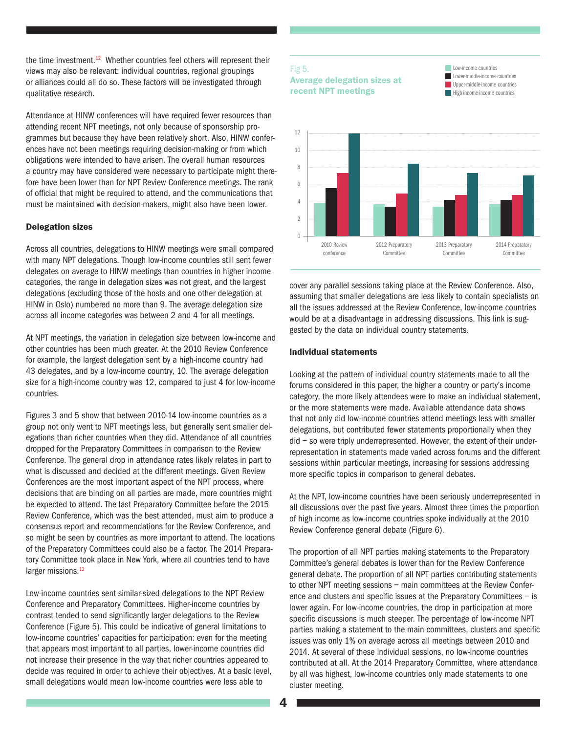the time investment.[12] Whether countries feel others will represent their views may also be relevant: individual countries, regional groupings or alliances could all do so. These factors will be investigated through qualitative research.

Attendance at HINW conferences will have required fewer resources than attending recent NPT meetings, not only because of sponsorship programmes but because they have been relatively short. Also, HINW conferences have not been meetings requiring decision-making or from which obligations were intended to have arisen. The overall human resources a country may have considered were necessary to participate might therefore have been lower than for NPT Review Conference meetings. The rank of official that might be required to attend, and the communications that must be maintained with decision-makers, might also have been lower.

### Delegation sizes

Across all countries, delegations to HINW meetings were small compared with many NPT delegations. Though low-income countries still sent fewer delegates on average to HINW meetings than countries in higher income categories, the range in delegation sizes was not great, and the largest delegations (excluding those of the hosts and one other delegation at HINW in Oslo) numbered no more than 9. The average delegation size across all income categories was between 2 and 4 for all meetings.

At NPT meetings, the variation in delegation size between low-income and other countries has been much greater. At the 2010 Review Conference for example, the largest delegation sent by a high-income country had 43 delegates, and by a low-income country, 10. The average delegation size for a high-income country was 12, compared to just 4 for low-income countries.

Figures 3 and 5 show that between 2010-14 low-income countries as a group not only went to NPT meetings less, but generally sent smaller delegations than richer countries when they did. Attendance of all countries dropped for the Preparatory Committees in comparison to the Review Conference. The general drop in attendance rates likely relates in part to what is discussed and decided at the different meetings. Given Review Conferences are the most important aspect of the NPT process, where decisions that are binding on all parties are made, more countries might be expected to attend. The last Preparatory Committee before the 2015 Review Conference, which was the best attended, must aim to produce a consensus report and recommendations for the Review Conference, and so might be seen by countries as more important to attend. The locations of the Preparatory Committees could also be a factor. The 2014 Preparatory Committee took place in New York, where all countries tend to have larger missions.[13]

Low-income countries sent similar-sized delegations to the NPT Review Conference and Preparatory Committees. Higher-income countries by contrast tended to send significantly larger delegations to the Review Conference (Figure 5). This could be indicative of general limitations to low-income countries' capacities for participation: even for the meeting that appears most important to all parties, lower-income countries did not increase their presence in the way that richer countries appeared to decide was required in order to achieve their objectives. At a basic level, small delegations would mean low-income countries were less able to cover any parallel sessions taking place at the Review Conference. Also, assuming that smaller delegations are less likely to contain specialists on all the issues addressed at the Review Conference, low-income countries would be at a disadvantage in addressing discussions. This link is suggested by the data on individual country statements.

Fig 5.
**Average delegation sizes at recent NPT meetings**

| Meeting | Low-income countries | Lower-middle-income countries | Upper-middle-income countries | High-income-income countries |
|---|---|---|---|---|
| 2010 Review conference | ~3.8 | ~5.6 | ~7.3 | ~12 |
| 2012 Preparatory Committee | ~3.7 | ~3.4 | ~4.9 | ~8.4 |
| 2013 Preparatory Committee | ~3.4 | ~4.2 | ~4.8 | ~7.3 |
| 2014 Preparatory Committee | ~3.7 | ~4.2 | ~4.8 | ~7.0 |

### Individual statements

Looking at the pattern of individual country statements made to all the forums considered in this paper, the higher a country or party's income category, the more likely attendees were to make an individual statement, or the more statements were made. Available attendance data shows that not only did low-income countries attend meetings less with smaller delegations, but contributed fewer statements proportionally when they did – so were triply underrepresented. However, the extent of their underrepresentation in statements made varied across forums and the different sessions within particular meetings, increasing for sessions addressing more specific topics in comparison to general debates.

At the NPT, low-income countries have been seriously underrepresented in all discussions over the past five years. Almost three times the proportion of high income as low-income countries spoke individually at the 2010 Review Conference general debate (Figure 6).

The proportion of all NPT parties making statements to the Preparatory Committee's general debates is lower than for the Review Conference general debate. The proportion of all NPT parties contributing statements to other NPT meeting sessions – main committees at the Review Conference and clusters and specific issues at the Preparatory Committees – is lower again. For low-income countries, the drop in participation at more specific discussions is much steeper. The percentage of low-income NPT parties making a statement to the main committees, clusters and specific issues was only 1% on average across all meetings between 2010 and 2014. At several of these individual sessions, no low-income countries contributed at all. At the 2014 Preparatory Committee, where attendance by all was highest, low-income countries only made statements to one cluster meeting.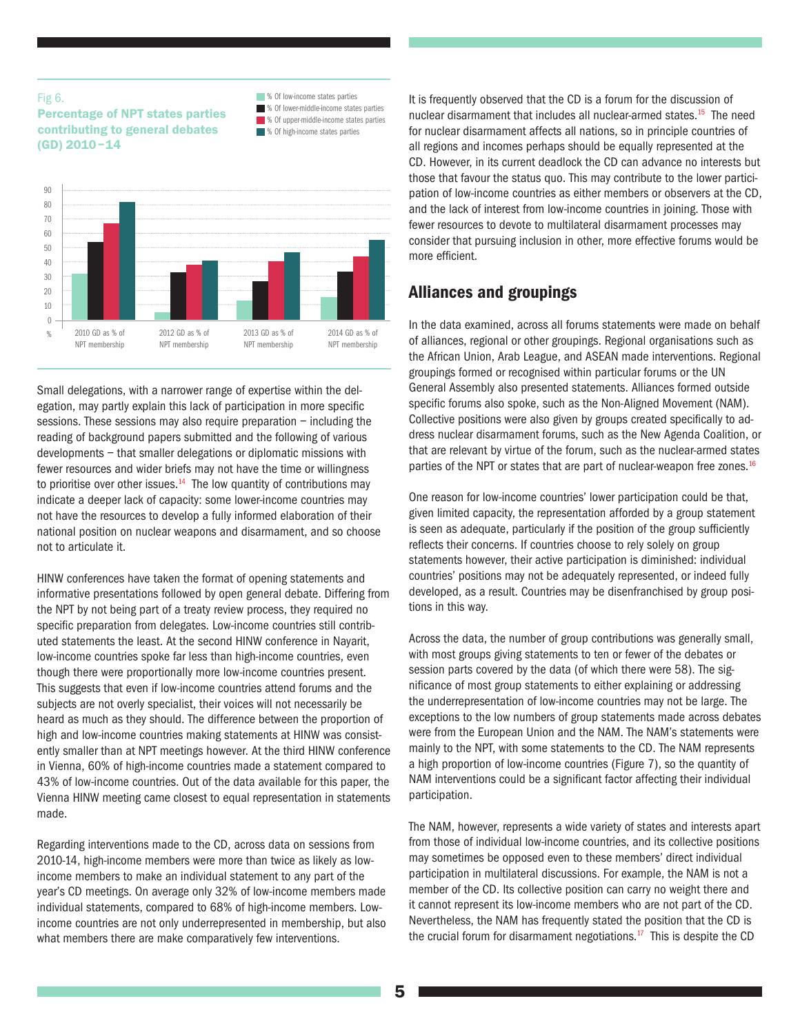Fig 6.

**Percentage of NPT states parties contributing to general debates (GD) 2010–14**

Legend: % Of low-income states parties; % Of lower-middle-income states parties; % Of upper-middle-income states parties; % Of high-income states parties

Categories: 2010 GD as % of NPT membership; 2012 GD as % of NPT membership; 2013 GD as % of NPT membership; 2014 GD as % of NPT membership

Small delegations, with a narrower range of expertise within the delegation, may partly explain this lack of participation in more specific sessions. These sessions may also require preparation – including the reading of background papers submitted and the following of various developments – that smaller delegations or diplomatic missions with fewer resources and wider briefs may not have the time or willingness to prioritise over other issues.[14] The low quantity of contributions may indicate a deeper lack of capacity: some lower-income countries may not have the resources to develop a fully informed elaboration of their national position on nuclear weapons and disarmament, and so choose not to articulate it.

HINW conferences have taken the format of opening statements and informative presentations followed by open general debate. Differing from the NPT by not being part of a treaty review process, they required no specific preparation from delegates. Low-income countries still contributed statements the least. At the second HINW conference in Nayarit, low-income countries spoke far less than high-income countries, even though there were proportionally more low-income countries present. This suggests that even if low-income countries attend forums and the subjects are not overly specialist, their voices will not necessarily be heard as much as they should. The difference between the proportion of high and low-income countries making statements at HINW was consistently smaller than at NPT meetings however. At the third HINW conference in Vienna, 60% of high-income countries made a statement compared to 43% of low-income countries. Out of the data available for this paper, the Vienna HINW meeting came closest to equal representation in statements made.

Regarding interventions made to the CD, across data on sessions from 2010-14, high-income members were more than twice as likely as low-income members to make an individual statement to any part of the year's CD meetings. On average only 32% of low-income members made individual statements, compared to 68% of high-income members. Low-income countries are not only underrepresented in membership, but also what members there are make comparatively few interventions.

It is frequently observed that the CD is a forum for the discussion of nuclear disarmament that includes all nuclear-armed states.[15] The need for nuclear disarmament affects all nations, so in principle countries of all regions and incomes perhaps should be equally represented at the CD. However, in its current deadlock the CD can advance no interests but those that favour the status quo. This may contribute to the lower participation of low-income countries as either members or observers at the CD, and the lack of interest from low-income countries in joining. Those with fewer resources to devote to multilateral disarmament processes may consider that pursuing inclusion in other, more effective forums would be more efficient.

## Alliances and groupings

In the data examined, across all forums statements were made on behalf of alliances, regional or other groupings. Regional organisations such as the African Union, Arab League, and ASEAN made interventions. Regional groupings formed or recognised within particular forums or the UN General Assembly also presented statements. Alliances formed outside specific forums also spoke, such as the Non-Aligned Movement (NAM). Collective positions were also given by groups created specifically to address nuclear disarmament forums, such as the New Agenda Coalition, or that are relevant by virtue of the forum, such as the nuclear-armed states parties of the NPT or states that are part of nuclear-weapon free zones.[16]

One reason for low-income countries' lower participation could be that, given limited capacity, the representation afforded by a group statement is seen as adequate, particularly if the position of the group sufficiently reflects their concerns. If countries choose to rely solely on group statements however, their active participation is diminished: individual countries' positions may not be adequately represented, or indeed fully developed, as a result. Countries may be disenfranchised by group positions in this way.

Across the data, the number of group contributions was generally small, with most groups giving statements to ten or fewer of the debates or session parts covered by the data (of which there were 58). The significance of most group statements to either explaining or addressing the underrepresentation of low-income countries may not be large. The exceptions to the low numbers of group statements made across debates were from the European Union and the NAM. The NAM's statements were mainly to the NPT, with some statements to the CD. The NAM represents a high proportion of low-income countries (Figure 7), so the quantity of NAM interventions could be a significant factor affecting their individual participation.

The NAM, however, represents a wide variety of states and interests apart from those of individual low-income countries, and its collective positions may sometimes be opposed even to these members' direct individual participation in multilateral discussions. For example, the NAM is not a member of the CD. Its collective position can carry no weight there and it cannot represent its low-income members who are not part of the CD. Nevertheless, the NAM has frequently stated the position that the CD is the crucial forum for disarmament negotiations.[17] This is despite the CD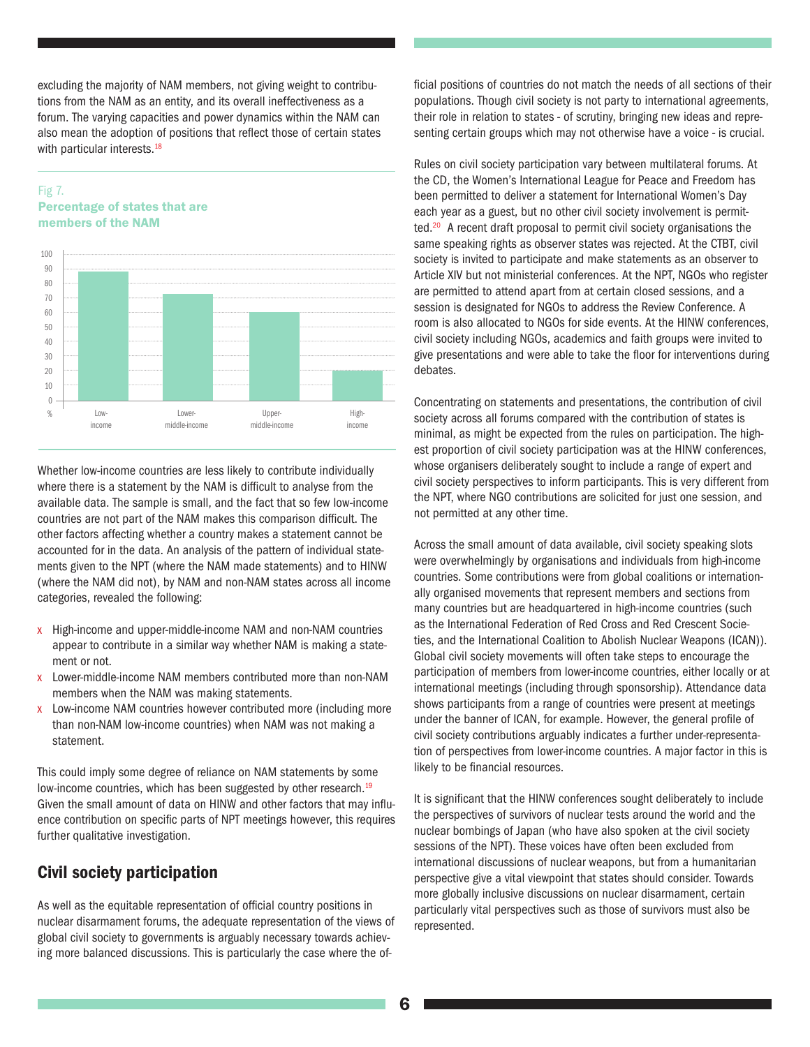excluding the majority of NAM members, not giving weight to contributions from the NAM as an entity, and its overall ineffectiveness as a forum. The varying capacities and power dynamics within the NAM can also mean the adoption of positions that reflect those of certain states with particular interests.[18]

Fig 7.
**Percentage of states that are members of the NAM**

| Income category | % |
|---|---|
| Low-income | ~88 |
| Lower-middle-income | ~72 |
| Upper-middle-income | ~60 |
| High-income | ~20 |

Whether low-income countries are less likely to contribute individually where there is a statement by the NAM is difficult to analyse from the available data. The sample is small, and the fact that so few low-income countries are not part of the NAM makes this comparison difficult. The other factors affecting whether a country makes a statement cannot be accounted for in the data. An analysis of the pattern of individual statements given to the NPT (where the NAM made statements) and to HINW (where the NAM did not), by NAM and non-NAM states across all income categories, revealed the following:

- High-income and upper-middle-income NAM and non-NAM countries appear to contribute in a similar way whether NAM is making a statement or not.
- Lower-middle-income NAM members contributed more than non-NAM members when the NAM was making statements.
- Low-income NAM countries however contributed more (including more than non-NAM low-income countries) when NAM was not making a statement.

This could imply some degree of reliance on NAM statements by some low-income countries, which has been suggested by other research.[19] Given the small amount of data on HINW and other factors that may influence contribution on specific parts of NPT meetings however, this requires further qualitative investigation.

## Civil society participation

As well as the equitable representation of official country positions in nuclear disarmament forums, the adequate representation of the views of global civil society to governments is arguably necessary towards achieving more balanced discussions. This is particularly the case where the official positions of countries do not match the needs of all sections of their populations. Though civil society is not party to international agreements, their role in relation to states - of scrutiny, bringing new ideas and representing certain groups which may not otherwise have a voice - is crucial.

Rules on civil society participation vary between multilateral forums. At the CD, the Women's International League for Peace and Freedom has been permitted to deliver a statement for International Women's Day each year as a guest, but no other civil society involvement is permitted.[20] A recent draft proposal to permit civil society organisations the same speaking rights as observer states was rejected. At the CTBT, civil society is invited to participate and make statements as an observer to Article XIV but not ministerial conferences. At the NPT, NGOs who register are permitted to attend apart from at certain closed sessions, and a session is designated for NGOs to address the Review Conference. A room is also allocated to NGOs for side events. At the HINW conferences, civil society including NGOs, academics and faith groups were invited to give presentations and were able to take the floor for interventions during debates.

Concentrating on statements and presentations, the contribution of civil society across all forums compared with the contribution of states is minimal, as might be expected from the rules on participation. The highest proportion of civil society participation was at the HINW conferences, whose organisers deliberately sought to include a range of expert and civil society perspectives to inform participants. This is very different from the NPT, where NGO contributions are solicited for just one session, and not permitted at any other time.

Across the small amount of data available, civil society speaking slots were overwhelmingly by organisations and individuals from high-income countries. Some contributions were from global coalitions or internationally organised movements that represent members and sections from many countries but are headquartered in high-income countries (such as the International Federation of Red Cross and Red Crescent Societies, and the International Coalition to Abolish Nuclear Weapons (ICAN)). Global civil society movements will often take steps to encourage the participation of members from lower-income countries, either locally or at international meetings (including through sponsorship). Attendance data shows participants from a range of countries were present at meetings under the banner of ICAN, for example. However, the general profile of civil society contributions arguably indicates a further under-representation of perspectives from lower-income countries. A major factor in this is likely to be financial resources.

It is significant that the HINW conferences sought deliberately to include the perspectives of survivors of nuclear tests around the world and the nuclear bombings of Japan (who have also spoken at the civil society sessions of the NPT). These voices have often been excluded from international discussions of nuclear weapons, but from a humanitarian perspective give a vital viewpoint that states should consider. Towards more globally inclusive discussions on nuclear disarmament, certain particularly vital perspectives such as those of survivors must also be represented.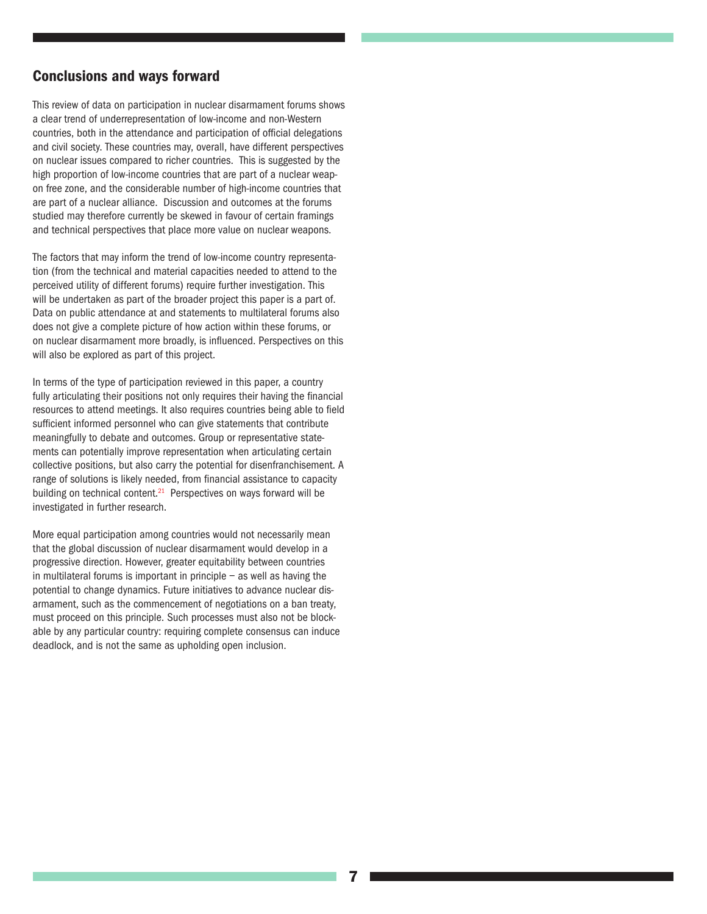## Conclusions and ways forward

This review of data on participation in nuclear disarmament forums shows a clear trend of underrepresentation of low-income and non-Western countries, both in the attendance and participation of official delegations and civil society. These countries may, overall, have different perspectives on nuclear issues compared to richer countries. This is suggested by the high proportion of low-income countries that are part of a nuclear weapon free zone, and the considerable number of high-income countries that are part of a nuclear alliance. Discussion and outcomes at the forums studied may therefore currently be skewed in favour of certain framings and technical perspectives that place more value on nuclear weapons.

The factors that may inform the trend of low-income country representation (from the technical and material capacities needed to attend to the perceived utility of different forums) require further investigation. This will be undertaken as part of the broader project this paper is a part of. Data on public attendance at and statements to multilateral forums also does not give a complete picture of how action within these forums, or on nuclear disarmament more broadly, is influenced. Perspectives on this will also be explored as part of this project.

In terms of the type of participation reviewed in this paper, a country fully articulating their positions not only requires their having the financial resources to attend meetings. It also requires countries being able to field sufficient informed personnel who can give statements that contribute meaningfully to debate and outcomes. Group or representative statements can potentially improve representation when articulating certain collective positions, but also carry the potential for disenfranchisement. A range of solutions is likely needed, from financial assistance to capacity building on technical content.[21] Perspectives on ways forward will be investigated in further research.

More equal participation among countries would not necessarily mean that the global discussion of nuclear disarmament would develop in a progressive direction. However, greater equitability between countries in multilateral forums is important in principle – as well as having the potential to change dynamics. Future initiatives to advance nuclear disarmament, such as the commencement of negotiations on a ban treaty, must proceed on this principle. Such processes must also not be blockable by any particular country: requiring complete consensus can induce deadlock, and is not the same as upholding open inclusion.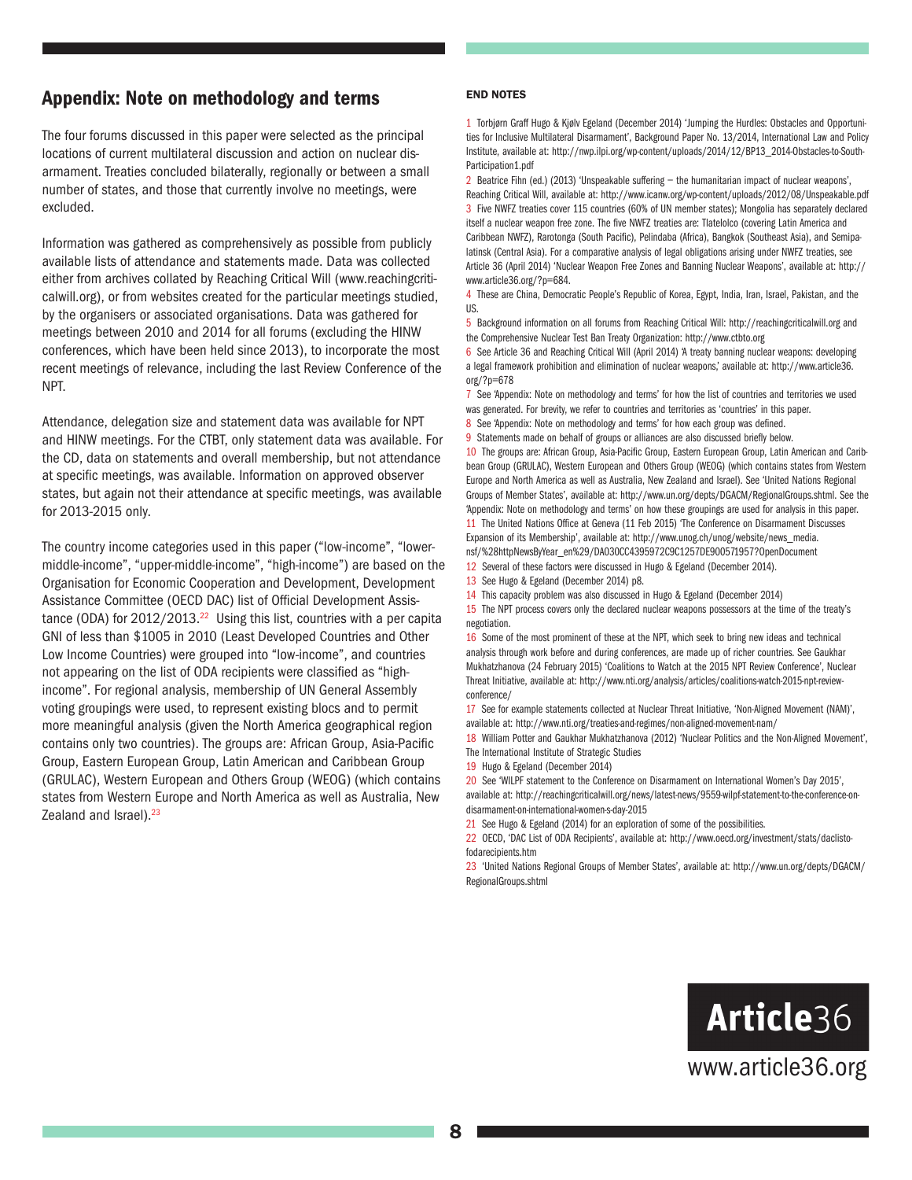## Appendix: Note on methodology and terms

The four forums discussed in this paper were selected as the principal locations of current multilateral discussion and action on nuclear disarmament. Treaties concluded bilaterally, regionally or between a small number of states, and those that currently involve no meetings, were excluded.

Information was gathered as comprehensively as possible from publicly available lists of attendance and statements made. Data was collected either from archives collated by Reaching Critical Will (www.reachingcriticalwill.org), or from websites created for the particular meetings studied, by the organisers or associated organisations. Data was gathered for meetings between 2010 and 2014 for all forums (excluding the HINW conferences, which have been held since 2013), to incorporate the most recent meetings of relevance, including the last Review Conference of the NPT.

Attendance, delegation size and statement data was available for NPT and HINW meetings. For the CTBT, only statement data was available. For the CD, data on statements and overall membership, but not attendance at specific meetings, was available. Information on approved observer states, but again not their attendance at specific meetings, was available for 2013-2015 only.

The country income categories used in this paper ("low-income", "lower-middle-income", "upper-middle-income", "high-income") are based on the Organisation for Economic Cooperation and Development, Development Assistance Committee (OECD DAC) list of Official Development Assistance (ODA) for 2012/2013.[22] Using this list, countries with a per capita GNI of less than $1005 in 2010 (Least Developed Countries and Other Low Income Countries) were grouped into "low-income", and countries not appearing on the list of ODA recipients were classified as "high-income". For regional analysis, membership of UN General Assembly voting groupings were used, to represent existing blocs and to permit more meaningful analysis (given the North America geographical region contains only two countries). The groups are: African Group, Asia-Pacific Group, Eastern European Group, Latin American and Caribbean Group (GRULAC), Western European and Others Group (WEOG) (which contains states from Western Europe and North America as well as Australia, New Zealand and Israel).[23]

#### END NOTES

1 Torbjørn Graff Hugo & Kjølv Egeland (December 2014) 'Jumping the Hurdles: Obstacles and Opportunities for Inclusive Multilateral Disarmament', Background Paper No. 13/2014, International Law and Policy Institute, available at: http://nwp.ilpi.org/wp-content/uploads/2014/12/BP13_2014-Obstacles-to-South-Participation1.pdf

2 Beatrice Fihn (ed.) (2013) 'Unspeakable suffering – the humanitarian impact of nuclear weapons', Reaching Critical Will, available at: http://www.icanw.org/wp-content/uploads/2012/08/Unspeakable.pdf

3 Five NWFZ treaties cover 115 countries (60% of UN member states); Mongolia has separately declared itself a nuclear weapon free zone. The five NWFZ treaties are: Tlatelolco (covering Latin America and Caribbean NWFZ), Rarotonga (South Pacific), Pelindaba (Africa), Bangkok (Southeast Asia), and Semipalatinsk (Central Asia). For a comparative analysis of legal obligations arising under NWFZ treaties, see Article 36 (April 2014) 'Nuclear Weapon Free Zones and Banning Nuclear Weapons', available at: http://www.article36.org/?p=684.

4 These are China, Democratic People's Republic of Korea, Egypt, India, Iran, Israel, Pakistan, and the US.

5 Background information on all forums from Reaching Critical Will: http://reachingcriticalwill.org and the Comprehensive Nuclear Test Ban Treaty Organization: http://www.ctbto.org

6 See Article 36 and Reaching Critical Will (April 2014) 'A treaty banning nuclear weapons: developing a legal framework prohibition and elimination of nuclear weapons,' available at: http://www.article36.org/?p=678

7 See 'Appendix: Note on methodology and terms' for how the list of countries and territories we used was generated. For brevity, we refer to countries and territories as 'countries' in this paper.

8 See 'Appendix: Note on methodology and terms' for how each group was defined.

9 Statements made on behalf of groups or alliances are also discussed briefly below.

10 The groups are: African Group, Asia-Pacific Group, Eastern European Group, Latin American and Caribbean Group (GRULAC), Western European and Others Group (WEOG) (which contains states from Western Europe and North America as well as Australia, New Zealand and Israel). See 'United Nations Regional Groups of Member States', available at: http://www.un.org/depts/DGACM/RegionalGroups.shtml. See the 'Appendix: Note on methodology and terms' on how these groupings are used for analysis in this paper.

11 The United Nations Office at Geneva (11 Feb 2015) 'The Conference on Disarmament Discusses Expansion of its Membership', available at: http://www.unog.ch/unog/website/news_media.nsf/%28httpNewsByYear_en%29/DA030CC4395972C9C1257DE900571957?OpenDocument

12 Several of these factors were discussed in Hugo & Egeland (December 2014).

13 See Hugo & Egeland (December 2014) p8.

14 This capacity problem was also discussed in Hugo & Egeland (December 2014)

15 The NPT process covers only the declared nuclear weapons possessors at the time of the treaty's negotiation.

16 Some of the most prominent of these at the NPT, which seek to bring new ideas and technical analysis through work before and during conferences, are made up of richer countries. See Gaukhar Mukhatzhanova (24 February 2015) 'Coalitions to Watch at the 2015 NPT Review Conference', Nuclear Threat Initiative, available at: http://www.nti.org/analysis/articles/coalitions-watch-2015-npt-review-conference/

17 See for example statements collected at Nuclear Threat Initiative, 'Non-Aligned Movement (NAM)', available at: http://www.nti.org/treaties-and-regimes/non-aligned-movement-nam/

18 William Potter and Gaukhar Mukhatzhanova (2012) 'Nuclear Politics and the Non-Aligned Movement', The International Institute of Strategic Studies

19 Hugo & Egeland (December 2014)

20 See 'WILPF statement to the Conference on Disarmament on International Women's Day 2015', available at: http://reachingcriticalwill.org/news/latest-news/9559-wilpf-statement-to-the-conference-on-disarmament-on-international-women-s-day-2015

21 See Hugo & Egeland (2014) for an exploration of some of the possibilities.

22 OECD, 'DAC List of ODA Recipients', available at: http://www.oecd.org/investment/stats/daclistofodarecipients.htm

23 'United Nations Regional Groups of Member States', available at: http://www.un.org/depts/DGACM/RegionalGroups.shtml

**Article**36

www.article36.org